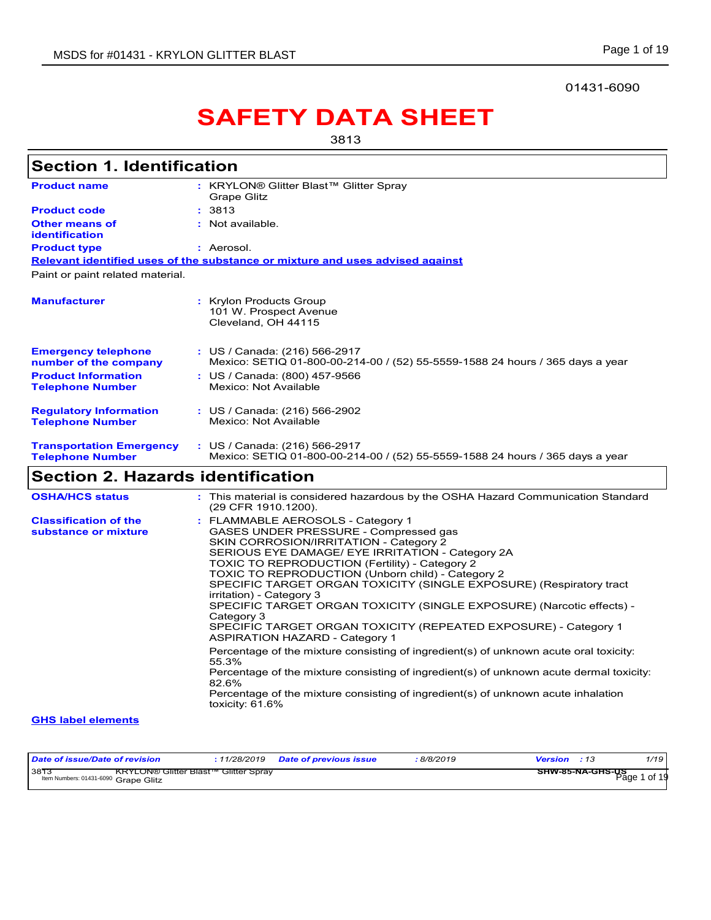01431-6090

# SAFETY DATA SHEET

3813

## Section 1. Identification

| | |
|---|---|
| **Product name** | : KRYLON® Glitter Blast™ Glitter Spray Grape Glitz |
| **Product code** | : 3813 |
| **Other means of identification** | : Not available. |
| **Product type** | : Aerosol. |

**Relevant identified uses of the substance or mixture and uses advised against**

Paint or paint related material.

| | |
|---|---|
| **Manufacturer** | : Krylon Products Group<br>101 W. Prospect Avenue<br>Cleveland, OH 44115 |
| **Emergency telephone number of the company** | : US / Canada: (216) 566-2917<br>Mexico: SETIQ 01-800-00-214-00 / (52) 55-5559-1588 24 hours / 365 days a year |
| **Product Information Telephone Number** | : US / Canada: (800) 457-9566<br>Mexico: Not Available |
| **Regulatory Information Telephone Number** | : US / Canada: (216) 566-2902<br>Mexico: Not Available |
| **Transportation Emergency Telephone Number** | : US / Canada: (216) 566-2917<br>Mexico: SETIQ 01-800-00-214-00 / (52) 55-5559-1588 24 hours / 365 days a year |

## Section 2. Hazards identification

| | |
|---|---|
| **OSHA/HCS status** | : This material is considered hazardous by the OSHA Hazard Communication Standard (29 CFR 1910.1200). |
| **Classification of the substance or mixture** | : FLAMMABLE AEROSOLS - Category 1<br>GASES UNDER PRESSURE - Compressed gas<br>SKIN CORROSION/IRRITATION - Category 2<br>SERIOUS EYE DAMAGE/ EYE IRRITATION - Category 2A<br>TOXIC TO REPRODUCTION (Fertility) - Category 2<br>TOXIC TO REPRODUCTION (Unborn child) - Category 2<br>SPECIFIC TARGET ORGAN TOXICITY (SINGLE EXPOSURE) (Respiratory tract irritation) - Category 3<br>SPECIFIC TARGET ORGAN TOXICITY (SINGLE EXPOSURE) (Narcotic effects) - Category 3<br>SPECIFIC TARGET ORGAN TOXICITY (REPEATED EXPOSURE) - Category 1<br>ASPIRATION HAZARD - Category 1<br><br>Percentage of the mixture consisting of ingredient(s) of unknown acute oral toxicity: 55.3%<br>Percentage of the mixture consisting of ingredient(s) of unknown acute dermal toxicity: 82.6%<br>Percentage of the mixture consisting of ingredient(s) of unknown acute inhalation toxicity: 61.6% |

**GHS label elements**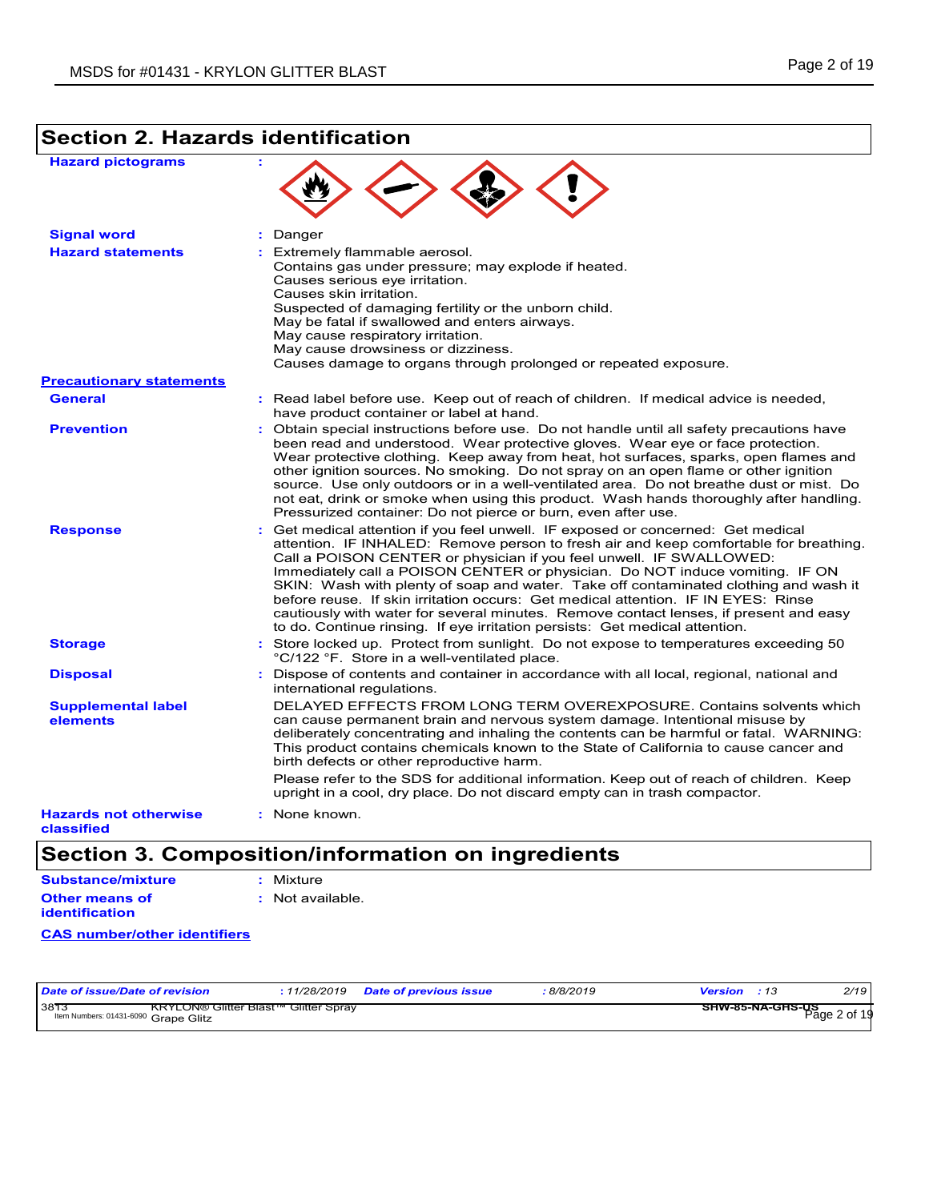## Section 2. Hazards identification

**Hazard pictograms** :

**Signal word** : Danger

**Hazard statements** : Extremely flammable aerosol.
Contains gas under pressure; may explode if heated.
Causes serious eye irritation.
Causes skin irritation.
Suspected of damaging fertility or the unborn child.
May be fatal if swallowed and enters airways.
May cause respiratory irritation.
May cause drowsiness or dizziness.
Causes damage to organs through prolonged or repeated exposure.

**Precautionary statements**

**General** : Read label before use. Keep out of reach of children. If medical advice is needed, have product container or label at hand.

**Prevention** : Obtain special instructions before use. Do not handle until all safety precautions have been read and understood. Wear protective gloves. Wear eye or face protection. Wear protective clothing. Keep away from heat, hot surfaces, sparks, open flames and other ignition sources. No smoking. Do not spray on an open flame or other ignition source. Use only outdoors or in a well-ventilated area. Do not breathe dust or mist. Do not eat, drink or smoke when using this product. Wash hands thoroughly after handling. Pressurized container: Do not pierce or burn, even after use.

**Response** : Get medical attention if you feel unwell. IF exposed or concerned: Get medical attention. IF INHALED: Remove person to fresh air and keep comfortable for breathing. Call a POISON CENTER or physician if you feel unwell. IF SWALLOWED: Immediately call a POISON CENTER or physician. Do NOT induce vomiting. IF ON SKIN: Wash with plenty of soap and water. Take off contaminated clothing and wash it before reuse. If skin irritation occurs: Get medical attention. IF IN EYES: Rinse cautiously with water for several minutes. Remove contact lenses, if present and easy to do. Continue rinsing. If eye irritation persists: Get medical attention.

**Storage** : Store locked up. Protect from sunlight. Do not expose to temperatures exceeding 50 °C/122 °F. Store in a well-ventilated place.

**Disposal** : Dispose of contents and container in accordance with all local, regional, national and international regulations.

**Supplemental label elements** DELAYED EFFECTS FROM LONG TERM OVEREXPOSURE. Contains solvents which can cause permanent brain and nervous system damage. Intentional misuse by deliberately concentrating and inhaling the contents can be harmful or fatal. WARNING: This product contains chemicals known to the State of California to cause cancer and birth defects or other reproductive harm.

Please refer to the SDS for additional information. Keep out of reach of children. Keep upright in a cool, dry place. Do not discard empty can in trash compactor.

**Hazards not otherwise classified** : None known.

## Section 3. Composition/information on ingredients

**Substance/mixture** : Mixture

**Other means of identification** : Not available.

**CAS number/other identifiers**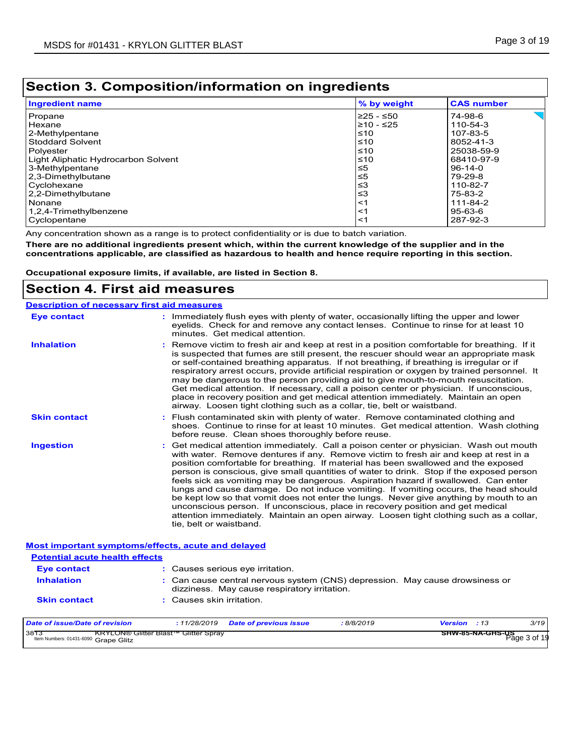## Section 3. Composition/information on ingredients

| Ingredient name | % by weight | CAS number |
|---|---|---|
| Propane | ≥25 - ≤50 | 74-98-6 |
| Hexane | ≥10 - ≤25 | 110-54-3 |
| 2-Methylpentane | ≤10 | 107-83-5 |
| Stoddard Solvent | ≤10 | 8052-41-3 |
| Polyester | ≤10 | 25038-59-9 |
| Light Aliphatic Hydrocarbon Solvent | ≤10 | 68410-97-9 |
| 3-Methylpentane | ≤5 | 96-14-0 |
| 2,3-Dimethylbutane | ≤5 | 79-29-8 |
| Cyclohexane | ≤3 | 110-82-7 |
| 2,2-Dimethylbutane | ≤3 | 75-83-2 |
| Nonane | <1 | 111-84-2 |
| 1,2,4-Trimethylbenzene | <1 | 95-63-6 |
| Cyclopentane | <1 | 287-92-3 |

Any concentration shown as a range is to protect confidentiality or is due to batch variation.

**There are no additional ingredients present which, within the current knowledge of the supplier and in the concentrations applicable, are classified as hazardous to health and hence require reporting in this section.**

**Occupational exposure limits, if available, are listed in Section 8.**

## Section 4. First aid measures

### Description of necessary first aid measures

**Eye contact** : Immediately flush eyes with plenty of water, occasionally lifting the upper and lower eyelids. Check for and remove any contact lenses. Continue to rinse for at least 10 minutes. Get medical attention.

**Inhalation** : Remove victim to fresh air and keep at rest in a position comfortable for breathing. If it is suspected that fumes are still present, the rescuer should wear an appropriate mask or self-contained breathing apparatus. If not breathing, if breathing is irregular or if respiratory arrest occurs, provide artificial respiration or oxygen by trained personnel. It may be dangerous to the person providing aid to give mouth-to-mouth resuscitation. Get medical attention. If necessary, call a poison center or physician. If unconscious, place in recovery position and get medical attention immediately. Maintain an open airway. Loosen tight clothing such as a collar, tie, belt or waistband.

**Skin contact** : Flush contaminated skin with plenty of water. Remove contaminated clothing and shoes. Continue to rinse for at least 10 minutes. Get medical attention. Wash clothing before reuse. Clean shoes thoroughly before reuse.

**Ingestion** : Get medical attention immediately. Call a poison center or physician. Wash out mouth with water. Remove dentures if any. Remove victim to fresh air and keep at rest in a position comfortable for breathing. If material has been swallowed and the exposed person is conscious, give small quantities of water to drink. Stop if the exposed person feels sick as vomiting may be dangerous. Aspiration hazard if swallowed. Can enter lungs and cause damage. Do not induce vomiting. If vomiting occurs, the head should be kept low so that vomit does not enter the lungs. Never give anything by mouth to an unconscious person. If unconscious, place in recovery position and get medical attention immediately. Maintain an open airway. Loosen tight clothing such as a collar, tie, belt or waistband.

### Most important symptoms/effects, acute and delayed

#### Potential acute health effects

**Eye contact** : Causes serious eye irritation.

**Inhalation** : Can cause central nervous system (CNS) depression. May cause drowsiness or dizziness. May cause respiratory irritation.

**Skin contact** : Causes skin irritation.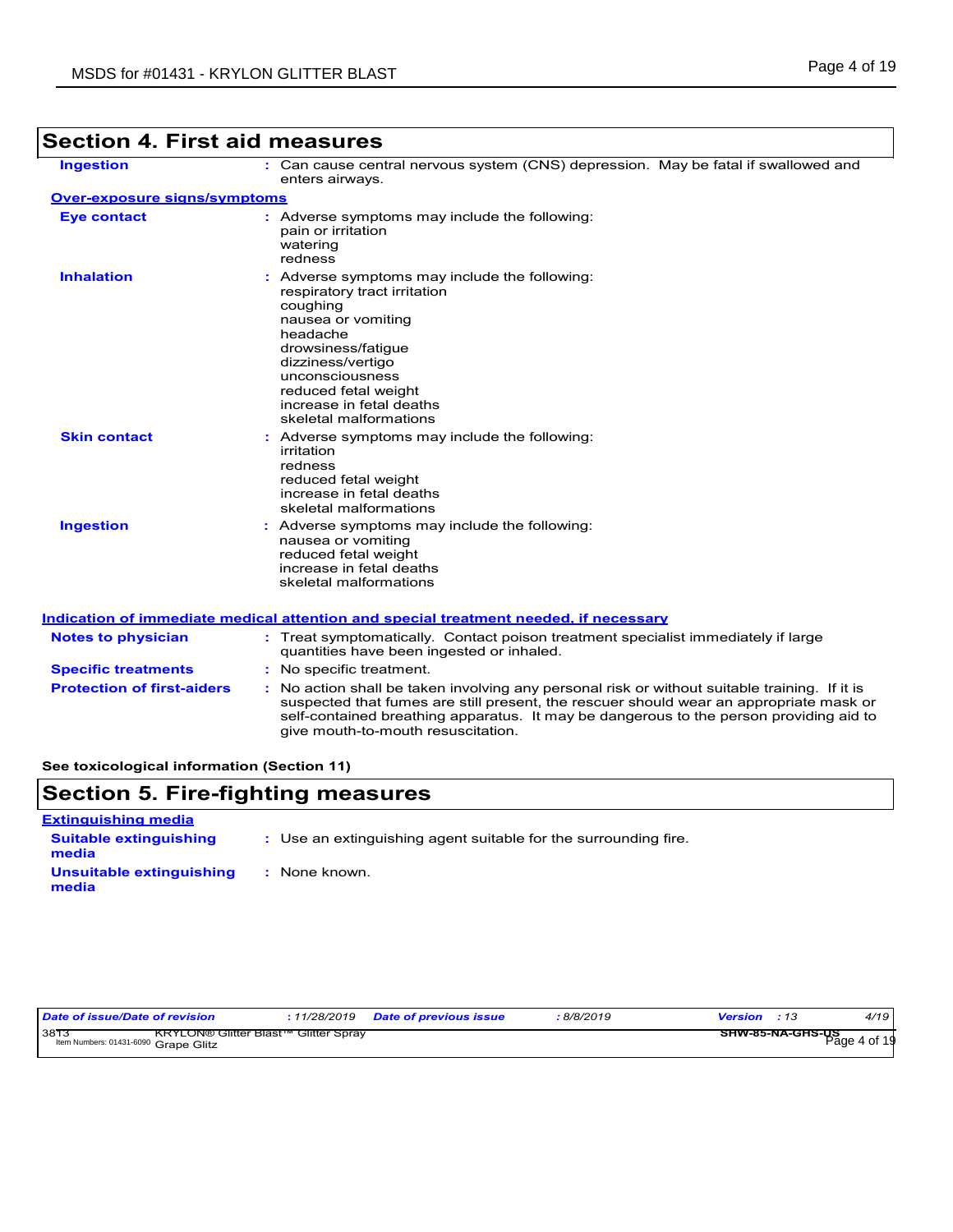## Section 4. First aid measures

**Ingestion** : Can cause central nervous system (CNS) depression. May be fatal if swallowed and enters airways.

### Over-exposure signs/symptoms

**Eye contact** : Adverse symptoms may include the following:
pain or irritation
watering
redness

**Inhalation** : Adverse symptoms may include the following:
respiratory tract irritation
coughing
nausea or vomiting
headache
drowsiness/fatigue
dizziness/vertigo
unconsciousness
reduced fetal weight
increase in fetal deaths
skeletal malformations

**Skin contact** : Adverse symptoms may include the following:
irritation
redness
reduced fetal weight
increase in fetal deaths
skeletal malformations

**Ingestion** : Adverse symptoms may include the following:
nausea or vomiting
reduced fetal weight
increase in fetal deaths
skeletal malformations

### Indication of immediate medical attention and special treatment needed, if necessary

**Notes to physician** : Treat symptomatically. Contact poison treatment specialist immediately if large quantities have been ingested or inhaled.

**Specific treatments** : No specific treatment.

**Protection of first-aiders** : No action shall be taken involving any personal risk or without suitable training. If it is suspected that fumes are still present, the rescuer should wear an appropriate mask or self-contained breathing apparatus. It may be dangerous to the person providing aid to give mouth-to-mouth resuscitation.

**See toxicological information (Section 11)**

## Section 5. Fire-fighting measures

### Extinguishing media

**Suitable extinguishing media** : Use an extinguishing agent suitable for the surrounding fire.

**Unsuitable extinguishing media** : None known.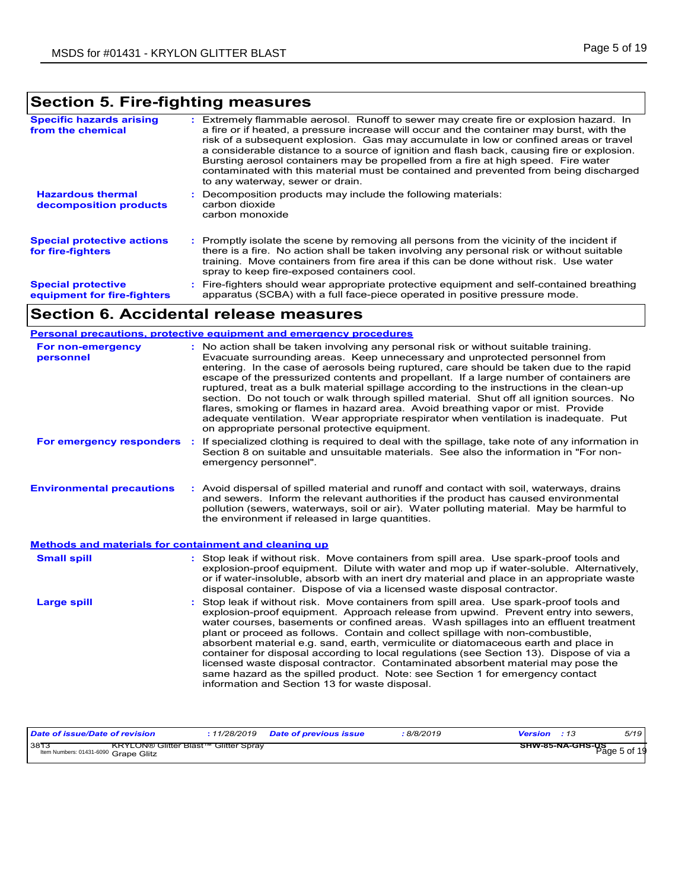## Section 5. Fire-fighting measures

**Specific hazards arising from the chemical** : Extremely flammable aerosol. Runoff to sewer may create fire or explosion hazard. In a fire or if heated, a pressure increase will occur and the container may burst, with the risk of a subsequent explosion. Gas may accumulate in low or confined areas or travel a considerable distance to a source of ignition and flash back, causing fire or explosion. Bursting aerosol containers may be propelled from a fire at high speed. Fire water contaminated with this material must be contained and prevented from being discharged to any waterway, sewer or drain.

**Hazardous thermal decomposition products** : Decomposition products may include the following materials:
carbon dioxide
carbon monoxide

**Special protective actions for fire-fighters** : Promptly isolate the scene by removing all persons from the vicinity of the incident if there is a fire. No action shall be taken involving any personal risk or without suitable training. Move containers from fire area if this can be done without risk. Use water spray to keep fire-exposed containers cool.

**Special protective equipment for fire-fighters** : Fire-fighters should wear appropriate protective equipment and self-contained breathing apparatus (SCBA) with a full face-piece operated in positive pressure mode.

## Section 6. Accidental release measures

### Personal precautions, protective equipment and emergency procedures

**For non-emergency personnel** : No action shall be taken involving any personal risk or without suitable training. Evacuate surrounding areas. Keep unnecessary and unprotected personnel from entering. In the case of aerosols being ruptured, care should be taken due to the rapid escape of the pressurized contents and propellant. If a large number of containers are ruptured, treat as a bulk material spillage according to the instructions in the clean-up section. Do not touch or walk through spilled material. Shut off all ignition sources. No flares, smoking or flames in hazard area. Avoid breathing vapor or mist. Provide adequate ventilation. Wear appropriate respirator when ventilation is inadequate. Put on appropriate personal protective equipment.

**For emergency responders** : If specialized clothing is required to deal with the spillage, take note of any information in Section 8 on suitable and unsuitable materials. See also the information in "For non-emergency personnel".

**Environmental precautions** : Avoid dispersal of spilled material and runoff and contact with soil, waterways, drains and sewers. Inform the relevant authorities if the product has caused environmental pollution (sewers, waterways, soil or air). Water polluting material. May be harmful to the environment if released in large quantities.

### Methods and materials for containment and cleaning up

**Small spill** : Stop leak if without risk. Move containers from spill area. Use spark-proof tools and explosion-proof equipment. Dilute with water and mop up if water-soluble. Alternatively, or if water-insoluble, absorb with an inert dry material and place in an appropriate waste disposal container. Dispose of via a licensed waste disposal contractor.

**Large spill** : Stop leak if without risk. Move containers from spill area. Use spark-proof tools and explosion-proof equipment. Approach release from upwind. Prevent entry into sewers, water courses, basements or confined areas. Wash spillages into an effluent treatment plant or proceed as follows. Contain and collect spillage with non-combustible, absorbent material e.g. sand, earth, vermiculite or diatomaceous earth and place in container for disposal according to local regulations (see Section 13). Dispose of via a licensed waste disposal contractor. Contaminated absorbent material may pose the same hazard as the spilled product. Note: see Section 1 for emergency contact information and Section 13 for waste disposal.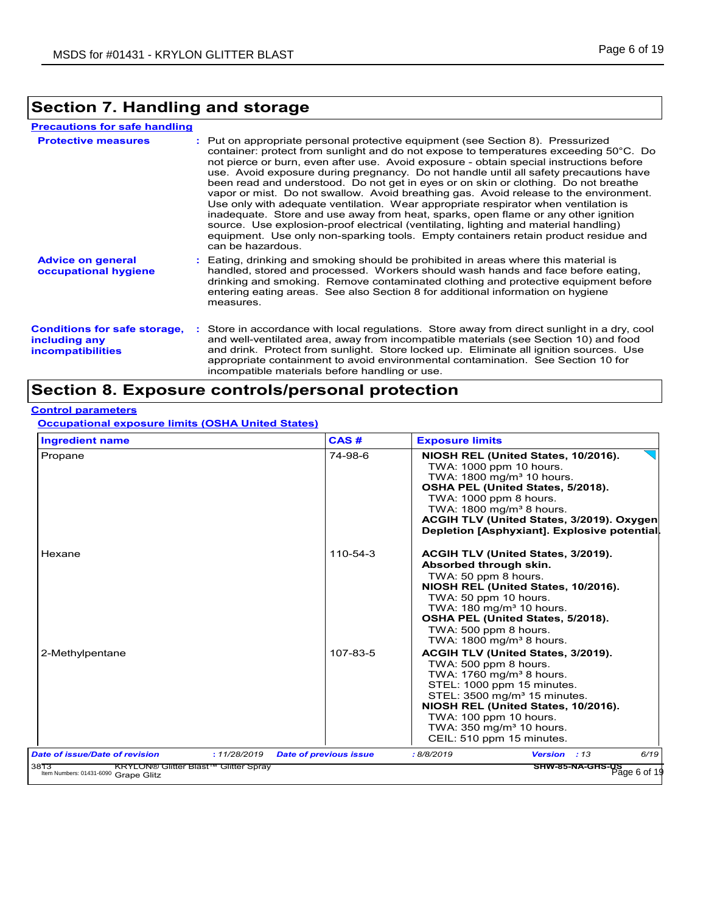## Section 7. Handling and storage

**Precautions for safe handling**

**Protective measures** : Put on appropriate personal protective equipment (see Section 8). Pressurized container: protect from sunlight and do not expose to temperatures exceeding 50°C. Do not pierce or burn, even after use. Avoid exposure - obtain special instructions before use. Avoid exposure during pregnancy. Do not handle until all safety precautions have been read and understood. Do not get in eyes or on skin or clothing. Do not breathe vapor or mist. Do not swallow. Avoid breathing gas. Avoid release to the environment. Use only with adequate ventilation. Wear appropriate respirator when ventilation is inadequate. Store and use away from heat, sparks, open flame or any other ignition source. Use explosion-proof electrical (ventilating, lighting and material handling) equipment. Use only non-sparking tools. Empty containers retain product residue and can be hazardous.

**Advice on general occupational hygiene** : Eating, drinking and smoking should be prohibited in areas where this material is handled, stored and processed. Workers should wash hands and face before eating, drinking and smoking. Remove contaminated clothing and protective equipment before entering eating areas. See also Section 8 for additional information on hygiene measures.

**Conditions for safe storage, including any incompatibilities** : Store in accordance with local regulations. Store away from direct sunlight in a dry, cool and well-ventilated area, away from incompatible materials (see Section 10) and food and drink. Protect from sunlight. Store locked up. Eliminate all ignition sources. Use appropriate containment to avoid environmental contamination. See Section 10 for incompatible materials before handling or use.

## Section 8. Exposure controls/personal protection

**Control parameters**

**Occupational exposure limits (OSHA United States)**

| Ingredient name | CAS # | Exposure limits |
|---|---|---|
| Propane | 74-98-6 | **NIOSH REL (United States, 10/2016).**<br>TWA: 1000 ppm 10 hours.<br>TWA: 1800 mg/m³ 10 hours.<br>**OSHA PEL (United States, 5/2018).**<br>TWA: 1000 ppm 8 hours.<br>TWA: 1800 mg/m³ 8 hours.<br>**ACGIH TLV (United States, 3/2019). Oxygen Depletion [Asphyxiant]. Explosive potential.** |
| Hexane | 110-54-3 | **ACGIH TLV (United States, 3/2019). Absorbed through skin.**<br>TWA: 50 ppm 8 hours.<br>**NIOSH REL (United States, 10/2016).**<br>TWA: 50 ppm 10 hours.<br>TWA: 180 mg/m³ 10 hours.<br>**OSHA PEL (United States, 5/2018).**<br>TWA: 500 ppm 8 hours.<br>TWA: 1800 mg/m³ 8 hours. |
| 2-Methylpentane | 107-83-5 | **ACGIH TLV (United States, 3/2019).**<br>TWA: 500 ppm 8 hours.<br>TWA: 1760 mg/m³ 8 hours.<br>STEL: 1000 ppm 15 minutes.<br>STEL: 3500 mg/m³ 15 minutes.<br>**NIOSH REL (United States, 10/2016).**<br>TWA: 100 ppm 10 hours.<br>TWA: 350 mg/m³ 10 hours.<br>CEIL: 510 ppm 15 minutes. |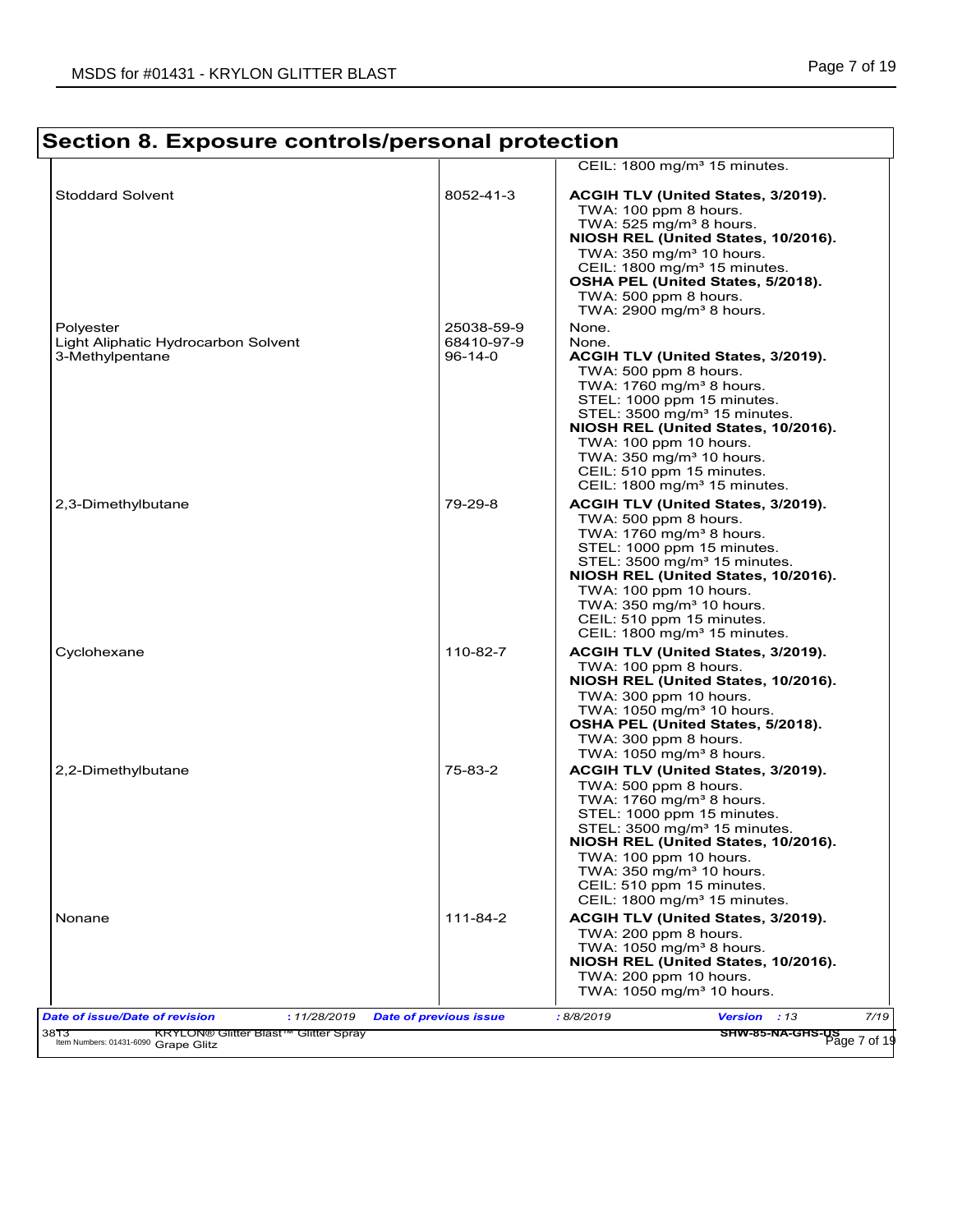## Section 8. Exposure controls/personal protection

| | | |
|---|---|---|
| | | CEIL: 1800 mg/m³ 15 minutes. |
| Stoddard Solvent | 8052-41-3 | **ACGIH TLV (United States, 3/2019).**<br>TWA: 100 ppm 8 hours.<br>TWA: 525 mg/m³ 8 hours.<br>**NIOSH REL (United States, 10/2016).**<br>TWA: 350 mg/m³ 10 hours.<br>CEIL: 1800 mg/m³ 15 minutes.<br>**OSHA PEL (United States, 5/2018).**<br>TWA: 500 ppm 8 hours.<br>TWA: 2900 mg/m³ 8 hours. |
| Polyester | 25038-59-9 | None. |
| Light Aliphatic Hydrocarbon Solvent | 68410-97-9 | None. |
| 3-Methylpentane | 96-14-0 | **ACGIH TLV (United States, 3/2019).**<br>TWA: 500 ppm 8 hours.<br>TWA: 1760 mg/m³ 8 hours.<br>STEL: 1000 ppm 15 minutes.<br>STEL: 3500 mg/m³ 15 minutes.<br>**NIOSH REL (United States, 10/2016).**<br>TWA: 100 ppm 10 hours.<br>TWA: 350 mg/m³ 10 hours.<br>CEIL: 510 ppm 15 minutes.<br>CEIL: 1800 mg/m³ 15 minutes. |
| 2,3-Dimethylbutane | 79-29-8 | **ACGIH TLV (United States, 3/2019).**<br>TWA: 500 ppm 8 hours.<br>TWA: 1760 mg/m³ 8 hours.<br>STEL: 1000 ppm 15 minutes.<br>STEL: 3500 mg/m³ 15 minutes.<br>**NIOSH REL (United States, 10/2016).**<br>TWA: 100 ppm 10 hours.<br>TWA: 350 mg/m³ 10 hours.<br>CEIL: 510 ppm 15 minutes.<br>CEIL: 1800 mg/m³ 15 minutes. |
| Cyclohexane | 110-82-7 | **ACGIH TLV (United States, 3/2019).**<br>TWA: 100 ppm 8 hours.<br>**NIOSH REL (United States, 10/2016).**<br>TWA: 300 ppm 10 hours.<br>TWA: 1050 mg/m³ 10 hours.<br>**OSHA PEL (United States, 5/2018).**<br>TWA: 300 ppm 8 hours.<br>TWA: 1050 mg/m³ 8 hours. |
| 2,2-Dimethylbutane | 75-83-2 | **ACGIH TLV (United States, 3/2019).**<br>TWA: 500 ppm 8 hours.<br>TWA: 1760 mg/m³ 8 hours.<br>STEL: 1000 ppm 15 minutes.<br>STEL: 3500 mg/m³ 15 minutes.<br>**NIOSH REL (United States, 10/2016).**<br>TWA: 100 ppm 10 hours.<br>TWA: 350 mg/m³ 10 hours.<br>CEIL: 510 ppm 15 minutes.<br>CEIL: 1800 mg/m³ 15 minutes. |
| Nonane | 111-84-2 | **ACGIH TLV (United States, 3/2019).**<br>TWA: 200 ppm 8 hours.<br>TWA: 1050 mg/m³ 8 hours.<br>**NIOSH REL (United States, 10/2016).**<br>TWA: 200 ppm 10 hours.<br>TWA: 1050 mg/m³ 10 hours. |

***Date of issue/Date of revision*** : 11/28/2019 ***Date of previous issue*** : 8/8/2019 ***Version*** : 13

3813 KRYLON® Glitter Blast™ Glitter Spray Item Numbers: 01431-6090 Grape Glitz SHW-85-NA-GHS-US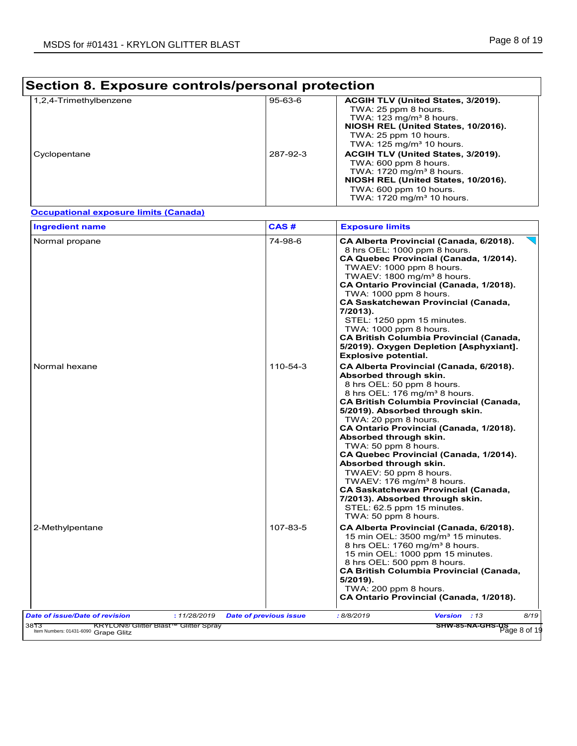## Section 8. Exposure controls/personal protection

| | | |
|---|---|---|
| 1,2,4-Trimethylbenzene | 95-63-6 | **ACGIH TLV (United States, 3/2019).**<br>TWA: 25 ppm 8 hours.<br>TWA: 123 mg/m³ 8 hours.<br>**NIOSH REL (United States, 10/2016).**<br>TWA: 25 ppm 10 hours.<br>TWA: 125 mg/m³ 10 hours. |
| Cyclopentane | 287-92-3 | **ACGIH TLV (United States, 3/2019).**<br>TWA: 600 ppm 8 hours.<br>TWA: 1720 mg/m³ 8 hours.<br>**NIOSH REL (United States, 10/2016).**<br>TWA: 600 ppm 10 hours.<br>TWA: 1720 mg/m³ 10 hours. |

**Occupational exposure limits (Canada)**

| Ingredient name | CAS # | Exposure limits |
|---|---|---|
| Normal propane | 74-98-6 | **CA Alberta Provincial (Canada, 6/2018).**<br>8 hrs OEL: 1000 ppm 8 hours.<br>**CA Quebec Provincial (Canada, 1/2014).**<br>TWAEV: 1000 ppm 8 hours.<br>TWAEV: 1800 mg/m³ 8 hours.<br>**CA Ontario Provincial (Canada, 1/2018).**<br>TWA: 1000 ppm 8 hours.<br>**CA Saskatchewan Provincial (Canada, 7/2013).**<br>STEL: 1250 ppm 15 minutes.<br>TWA: 1000 ppm 8 hours.<br>**CA British Columbia Provincial (Canada, 5/2019). Oxygen Depletion [Asphyxiant]. Explosive potential.** |
| Normal hexane | 110-54-3 | **CA Alberta Provincial (Canada, 6/2018). Absorbed through skin.**<br>8 hrs OEL: 50 ppm 8 hours.<br>8 hrs OEL: 176 mg/m³ 8 hours.<br>**CA British Columbia Provincial (Canada, 5/2019). Absorbed through skin.**<br>TWA: 20 ppm 8 hours.<br>**CA Ontario Provincial (Canada, 1/2018). Absorbed through skin.**<br>TWA: 50 ppm 8 hours.<br>**CA Quebec Provincial (Canada, 1/2014). Absorbed through skin.**<br>TWAEV: 50 ppm 8 hours.<br>TWAEV: 176 mg/m³ 8 hours.<br>**CA Saskatchewan Provincial (Canada, 7/2013). Absorbed through skin.**<br>STEL: 62.5 ppm 15 minutes.<br>TWA: 50 ppm 8 hours. |
| 2-Methylpentane | 107-83-5 | **CA Alberta Provincial (Canada, 6/2018).**<br>15 min OEL: 3500 mg/m³ 15 minutes.<br>8 hrs OEL: 1760 mg/m³ 8 hours.<br>15 min OEL: 1000 ppm 15 minutes.<br>8 hrs OEL: 500 ppm 8 hours.<br>**CA British Columbia Provincial (Canada, 5/2019).**<br>TWA: 200 ppm 8 hours.<br>**CA Ontario Provincial (Canada, 1/2018).** |

*Date of issue/Date of revision* : 11/28/2019 *Date of previous issue* : 8/8/2019 *Version* : 13

3813 KRYLON® Glitter Blast™ Glitter Spray
Item Numbers: 01431-6090 Grape Glitz SHW-85-NA-GHS-US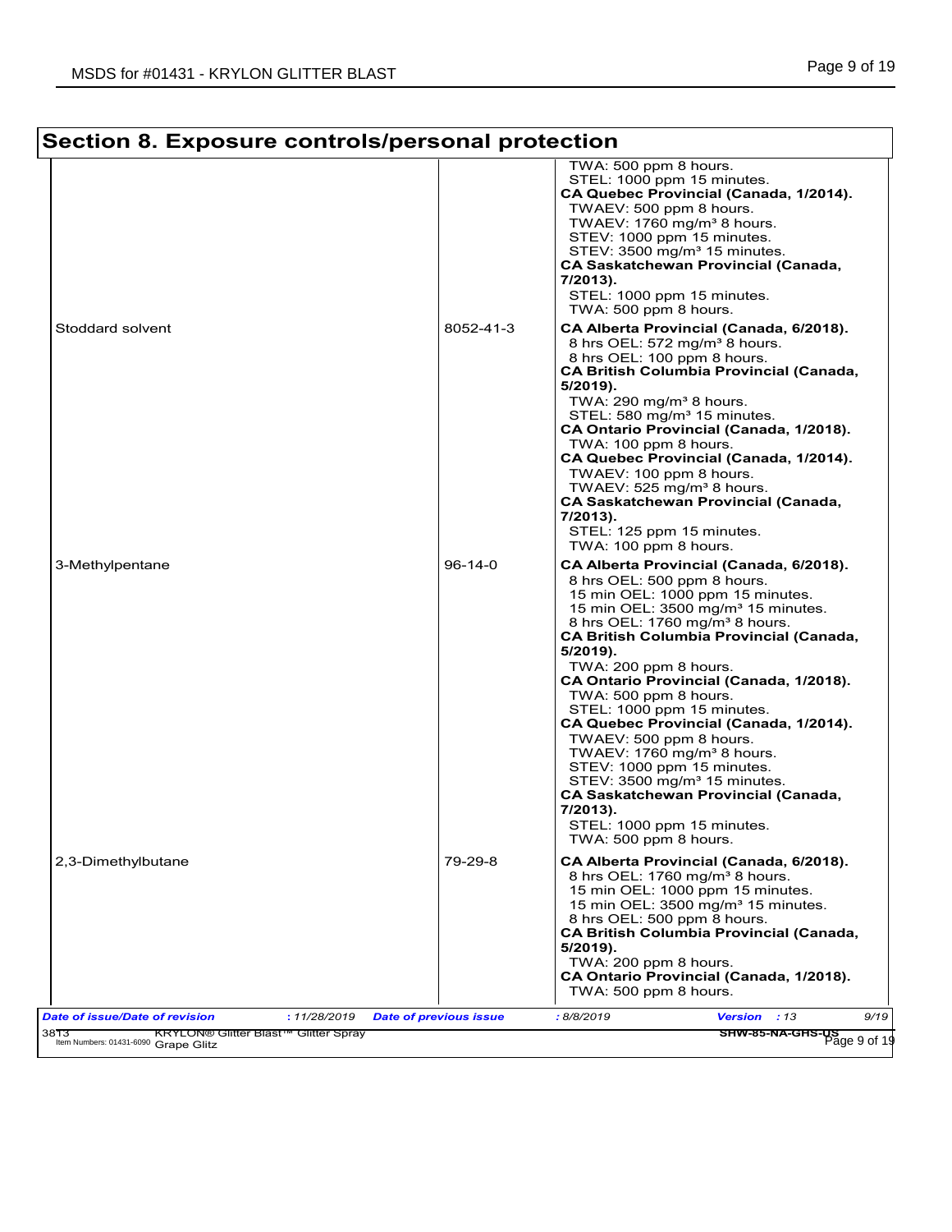## Section 8. Exposure controls/personal protection

| | | |
|---|---|---|
| | | TWA: 500 ppm 8 hours.<br>STEL: 1000 ppm 15 minutes.<br>**CA Quebec Provincial (Canada, 1/2014).**<br>TWAEV: 500 ppm 8 hours.<br>TWAEV: 1760 mg/m³ 8 hours.<br>STEV: 1000 ppm 15 minutes.<br>STEV: 3500 mg/m³ 15 minutes.<br>**CA Saskatchewan Provincial (Canada, 7/2013).**<br>STEL: 1000 ppm 15 minutes.<br>TWA: 500 ppm 8 hours. |
| Stoddard solvent | 8052-41-3 | **CA Alberta Provincial (Canada, 6/2018).**<br>8 hrs OEL: 572 mg/m³ 8 hours.<br>8 hrs OEL: 100 ppm 8 hours.<br>**CA British Columbia Provincial (Canada, 5/2019).**<br>TWA: 290 mg/m³ 8 hours.<br>STEL: 580 mg/m³ 15 minutes.<br>**CA Ontario Provincial (Canada, 1/2018).**<br>TWA: 100 ppm 8 hours.<br>**CA Quebec Provincial (Canada, 1/2014).**<br>TWAEV: 100 ppm 8 hours.<br>TWAEV: 525 mg/m³ 8 hours.<br>**CA Saskatchewan Provincial (Canada, 7/2013).**<br>STEL: 125 ppm 15 minutes.<br>TWA: 100 ppm 8 hours. |
| 3-Methylpentane | 96-14-0 | **CA Alberta Provincial (Canada, 6/2018).**<br>8 hrs OEL: 500 ppm 8 hours.<br>15 min OEL: 1000 ppm 15 minutes.<br>15 min OEL: 3500 mg/m³ 15 minutes.<br>8 hrs OEL: 1760 mg/m³ 8 hours.<br>**CA British Columbia Provincial (Canada, 5/2019).**<br>TWA: 200 ppm 8 hours.<br>**CA Ontario Provincial (Canada, 1/2018).**<br>TWA: 500 ppm 8 hours.<br>STEL: 1000 ppm 15 minutes.<br>**CA Quebec Provincial (Canada, 1/2014).**<br>TWAEV: 500 ppm 8 hours.<br>TWAEV: 1760 mg/m³ 8 hours.<br>STEV: 1000 ppm 15 minutes.<br>STEV: 3500 mg/m³ 15 minutes.<br>**CA Saskatchewan Provincial (Canada, 7/2013).**<br>STEL: 1000 ppm 15 minutes.<br>TWA: 500 ppm 8 hours. |
| 2,3-Dimethylbutane | 79-29-8 | **CA Alberta Provincial (Canada, 6/2018).**<br>8 hrs OEL: 1760 mg/m³ 8 hours.<br>15 min OEL: 1000 ppm 15 minutes.<br>15 min OEL: 3500 mg/m³ 15 minutes.<br>8 hrs OEL: 500 ppm 8 hours.<br>**CA British Columbia Provincial (Canada, 5/2019).**<br>TWA: 200 ppm 8 hours.<br>**CA Ontario Provincial (Canada, 1/2018).**<br>TWA: 500 ppm 8 hours. |

***Date of issue/Date of revision*** : 11/28/2019 ***Date of previous issue*** : 8/8/2019 ***Version*** : 13

3813 KRYLON® Glitter Blast™ Glitter Spray Grape Glitz — Item Numbers: 01431-6090 — SHW-85-NA-GHS-US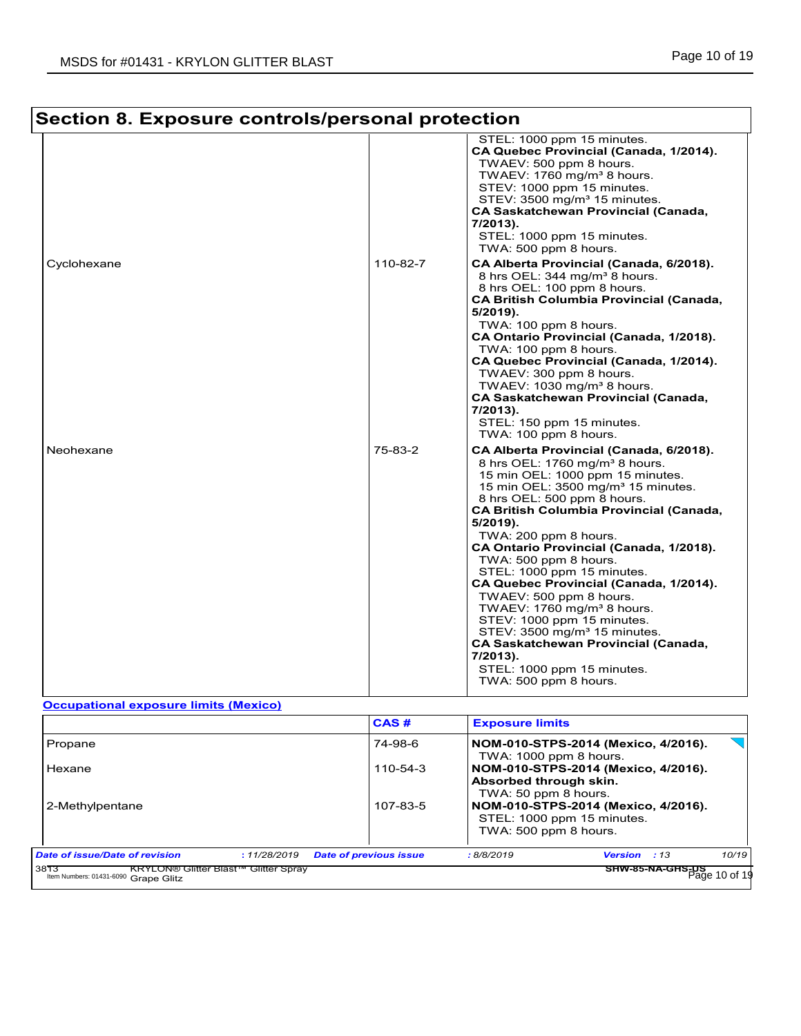## Section 8. Exposure controls/personal protection

| | | |
|---|---|---|
| | | STEL: 1000 ppm 15 minutes.<br>**CA Quebec Provincial (Canada, 1/2014).**<br>TWAEV: 500 ppm 8 hours.<br>TWAEV: 1760 mg/m³ 8 hours.<br>STEV: 1000 ppm 15 minutes.<br>STEV: 3500 mg/m³ 15 minutes.<br>**CA Saskatchewan Provincial (Canada, 7/2013).**<br>STEL: 1000 ppm 15 minutes.<br>TWA: 500 ppm 8 hours. |
| Cyclohexane | 110-82-7 | **CA Alberta Provincial (Canada, 6/2018).**<br>8 hrs OEL: 344 mg/m³ 8 hours.<br>8 hrs OEL: 100 ppm 8 hours.<br>**CA British Columbia Provincial (Canada, 5/2019).**<br>TWA: 100 ppm 8 hours.<br>**CA Ontario Provincial (Canada, 1/2018).**<br>TWA: 100 ppm 8 hours.<br>**CA Quebec Provincial (Canada, 1/2014).**<br>TWAEV: 300 ppm 8 hours.<br>TWAEV: 1030 mg/m³ 8 hours.<br>**CA Saskatchewan Provincial (Canada, 7/2013).**<br>STEL: 150 ppm 15 minutes.<br>TWA: 100 ppm 8 hours. |
| Neohexane | 75-83-2 | **CA Alberta Provincial (Canada, 6/2018).**<br>8 hrs OEL: 1760 mg/m³ 8 hours.<br>15 min OEL: 1000 ppm 15 minutes.<br>15 min OEL: 3500 mg/m³ 15 minutes.<br>8 hrs OEL: 500 ppm 8 hours.<br>**CA British Columbia Provincial (Canada, 5/2019).**<br>TWA: 200 ppm 8 hours.<br>**CA Ontario Provincial (Canada, 1/2018).**<br>TWA: 500 ppm 8 hours.<br>STEL: 1000 ppm 15 minutes.<br>**CA Quebec Provincial (Canada, 1/2014).**<br>TWAEV: 500 ppm 8 hours.<br>TWAEV: 1760 mg/m³ 8 hours.<br>STEV: 1000 ppm 15 minutes.<br>STEV: 3500 mg/m³ 15 minutes.<br>**CA Saskatchewan Provincial (Canada, 7/2013).**<br>STEL: 1000 ppm 15 minutes.<br>TWA: 500 ppm 8 hours. |

**Occupational exposure limits (Mexico)**

| | CAS # | Exposure limits |
|---|---|---|
| Propane | 74-98-6 | **NOM-010-STPS-2014 (Mexico, 4/2016).**<br>TWA: 1000 ppm 8 hours. |
| Hexane | 110-54-3 | **NOM-010-STPS-2014 (Mexico, 4/2016). Absorbed through skin.**<br>TWA: 50 ppm 8 hours. |
| 2-Methylpentane | 107-83-5 | **NOM-010-STPS-2014 (Mexico, 4/2016).**<br>STEL: 1000 ppm 15 minutes.<br>TWA: 500 ppm 8 hours. |

*Date of issue/Date of revision* : *11/28/2019* *Date of previous issue* : *8/8/2019* *Version* : *13*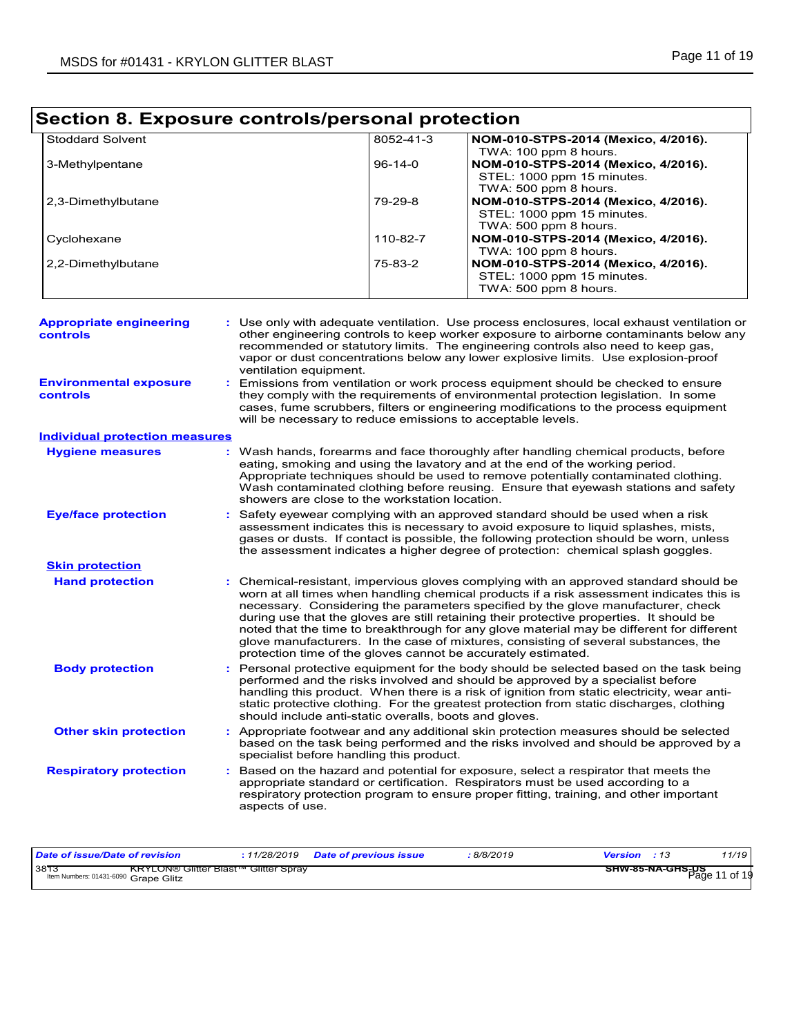## Section 8. Exposure controls/personal protection

| | | |
|---|---|---|
| Stoddard Solvent | 8052-41-3 | **NOM-010-STPS-2014 (Mexico, 4/2016).** TWA: 100 ppm 8 hours. |
| 3-Methylpentane | 96-14-0 | **NOM-010-STPS-2014 (Mexico, 4/2016).** STEL: 1000 ppm 15 minutes. TWA: 500 ppm 8 hours. |
| 2,3-Dimethylbutane | 79-29-8 | **NOM-010-STPS-2014 (Mexico, 4/2016).** STEL: 1000 ppm 15 minutes. TWA: 500 ppm 8 hours. |
| Cyclohexane | 110-82-7 | **NOM-010-STPS-2014 (Mexico, 4/2016).** TWA: 100 ppm 8 hours. |
| 2,2-Dimethylbutane | 75-83-2 | **NOM-010-STPS-2014 (Mexico, 4/2016).** STEL: 1000 ppm 15 minutes. TWA: 500 ppm 8 hours. |

**Appropriate engineering controls** : Use only with adequate ventilation. Use process enclosures, local exhaust ventilation or other engineering controls to keep worker exposure to airborne contaminants below any recommended or statutory limits. The engineering controls also need to keep gas, vapor or dust concentrations below any lower explosive limits. Use explosion-proof ventilation equipment.

**Environmental exposure controls** : Emissions from ventilation or work process equipment should be checked to ensure they comply with the requirements of environmental protection legislation. In some cases, fume scrubbers, filters or engineering modifications to the process equipment will be necessary to reduce emissions to acceptable levels.

### Individual protection measures

**Hygiene measures** : Wash hands, forearms and face thoroughly after handling chemical products, before eating, smoking and using the lavatory and at the end of the working period. Appropriate techniques should be used to remove potentially contaminated clothing. Wash contaminated clothing before reusing. Ensure that eyewash stations and safety showers are close to the workstation location.

**Eye/face protection** : Safety eyewear complying with an approved standard should be used when a risk assessment indicates this is necessary to avoid exposure to liquid splashes, mists, gases or dusts. If contact is possible, the following protection should be worn, unless the assessment indicates a higher degree of protection: chemical splash goggles.

#### Skin protection

**Hand protection** : Chemical-resistant, impervious gloves complying with an approved standard should be worn at all times when handling chemical products if a risk assessment indicates this is necessary. Considering the parameters specified by the glove manufacturer, check during use that the gloves are still retaining their protective properties. It should be noted that the time to breakthrough for any glove material may be different for different glove manufacturers. In the case of mixtures, consisting of several substances, the protection time of the gloves cannot be accurately estimated.

**Body protection** : Personal protective equipment for the body should be selected based on the task being performed and the risks involved and should be approved by a specialist before handling this product. When there is a risk of ignition from static electricity, wear anti-static protective clothing. For the greatest protection from static discharges, clothing should include anti-static overalls, boots and gloves.

**Other skin protection** : Appropriate footwear and any additional skin protection measures should be selected based on the task being performed and the risks involved and should be approved by a specialist before handling this product.

**Respiratory protection** : Based on the hazard and potential for exposure, select a respirator that meets the appropriate standard or certification. Respirators must be used according to a respiratory protection program to ensure proper fitting, training, and other important aspects of use.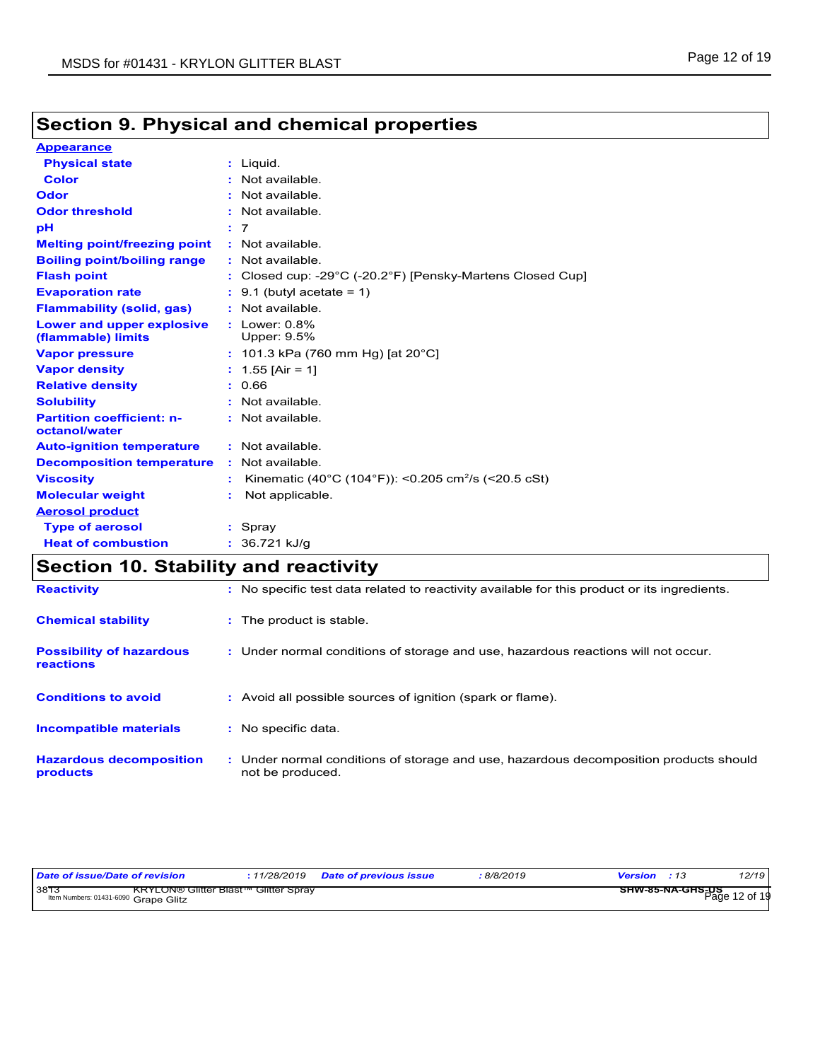## Section 9. Physical and chemical properties

**Appearance**

| | | |
|---|---|---|
| **Physical state** | : | Liquid. |
| **Color** | : | Not available. |
| **Odor** | : | Not available. |
| **Odor threshold** | : | Not available. |
| **pH** | : | 7 |
| **Melting point/freezing point** | : | Not available. |
| **Boiling point/boiling range** | : | Not available. |
| **Flash point** | : | Closed cup: -29°C (-20.2°F) [Pensky-Martens Closed Cup] |
| **Evaporation rate** | : | 9.1 (butyl acetate = 1) |
| **Flammability (solid, gas)** | : | Not available. |
| **Lower and upper explosive (flammable) limits** | : | Lower: 0.8%<br>Upper: 9.5% |
| **Vapor pressure** | : | 101.3 kPa (760 mm Hg) [at 20°C] |
| **Vapor density** | : | 1.55 [Air = 1] |
| **Relative density** | : | 0.66 |
| **Solubility** | : | Not available. |
| **Partition coefficient: n-octanol/water** | : | Not available. |
| **Auto-ignition temperature** | : | Not available. |
| **Decomposition temperature** | : | Not available. |
| **Viscosity** | : | Kinematic (40°C (104°F)): <0.205 $cm^2/s$ (<20.5 cSt) |
| **Molecular weight** | : | Not applicable. |

**Aerosol product**

| | | |
|---|---|---|
| **Type of aerosol** | : | Spray |
| **Heat of combustion** | : | 36.721 kJ/g |

## Section 10. Stability and reactivity

| | | |
|---|---|---|
| **Reactivity** | : | No specific test data related to reactivity available for this product or its ingredients. |
| **Chemical stability** | : | The product is stable. |
| **Possibility of hazardous reactions** | : | Under normal conditions of storage and use, hazardous reactions will not occur. |
| **Conditions to avoid** | : | Avoid all possible sources of ignition (spark or flame). |
| **Incompatible materials** | : | No specific data. |
| **Hazardous decomposition products** | : | Under normal conditions of storage and use, hazardous decomposition products should not be produced. |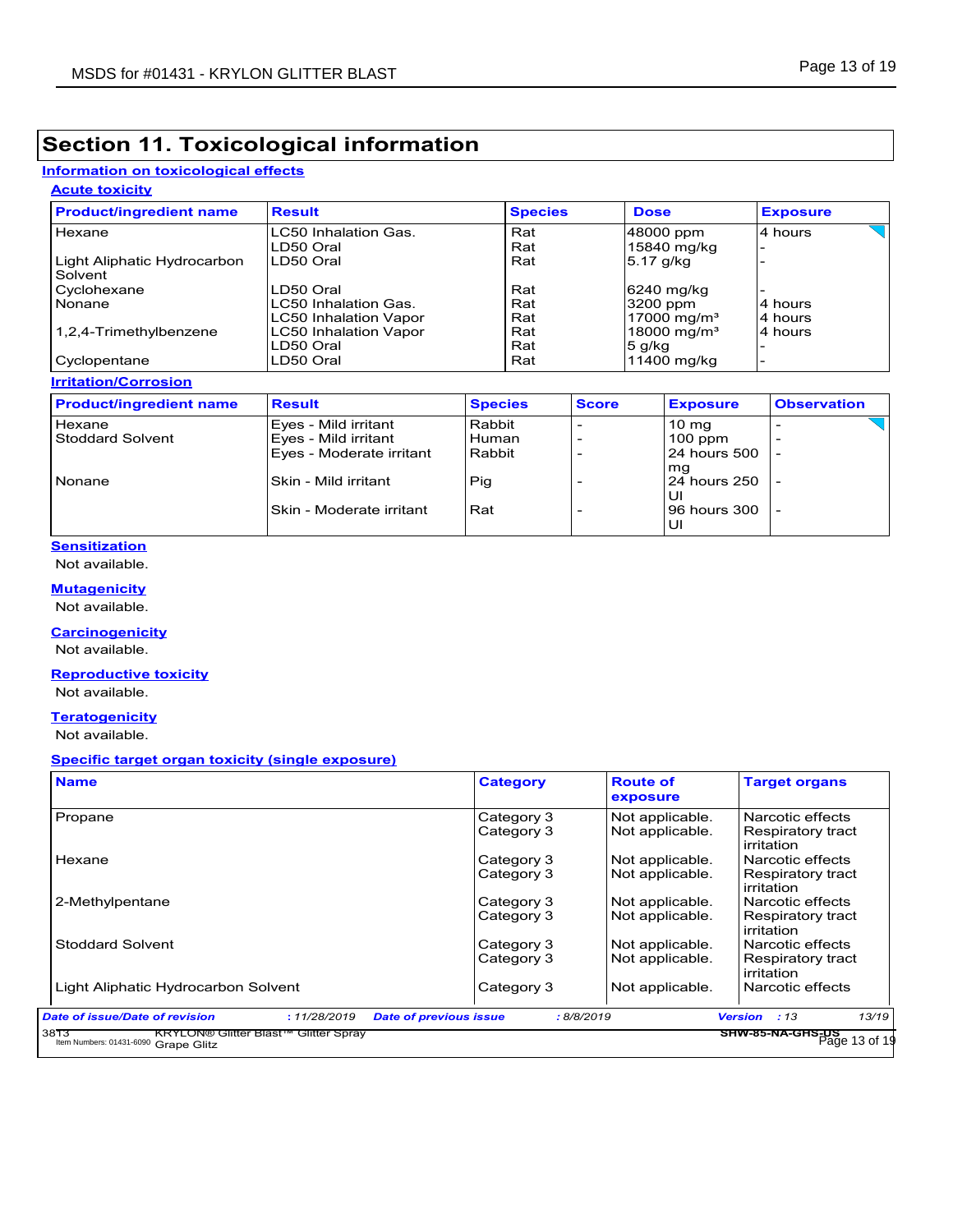## Section 11. Toxicological information

### Information on toxicological effects

#### Acute toxicity

| Product/ingredient name | Result | Species | Dose | Exposure |
|---|---|---|---|---|
| Hexane | LC50 Inhalation Gas. | Rat | 48000 ppm | 4 hours |
| | LD50 Oral | Rat | 15840 mg/kg | - |
| Light Aliphatic Hydrocarbon Solvent | LD50 Oral | Rat | 5.17 g/kg | - |
| Cyclohexane | LD50 Oral | Rat | 6240 mg/kg | - |
| Nonane | LC50 Inhalation Gas. | Rat | 3200 ppm | 4 hours |
| | LC50 Inhalation Vapor | Rat | 17000 mg/m³ | 4 hours |
| 1,2,4-Trimethylbenzene | LC50 Inhalation Vapor | Rat | 18000 mg/m³ | 4 hours |
| | LD50 Oral | Rat | 5 g/kg | - |
| Cyclopentane | LD50 Oral | Rat | 11400 mg/kg | - |

#### Irritation/Corrosion

| Product/ingredient name | Result | Species | Score | Exposure | Observation |
|---|---|---|---|---|---|
| Hexane | Eyes - Mild irritant | Rabbit | - | 10 mg | - |
| Stoddard Solvent | Eyes - Mild irritant | Human | - | 100 ppm | - |
| | Eyes - Moderate irritant | Rabbit | - | 24 hours 500 mg | - |
| Nonane | Skin - Mild irritant | Pig | - | 24 hours 250 Ul | - |
| | Skin - Moderate irritant | Rat | - | 96 hours 300 Ul | - |

#### Sensitization

Not available.

#### Mutagenicity

Not available.

#### Carcinogenicity

Not available.

#### Reproductive toxicity

Not available.

#### Teratogenicity

Not available.

#### Specific target organ toxicity (single exposure)

| Name | Category | Route of exposure | Target organs |
|---|---|---|---|
| Propane | Category 3 | Not applicable. | Narcotic effects |
| | Category 3 | Not applicable. | Respiratory tract irritation |
| Hexane | Category 3 | Not applicable. | Narcotic effects |
| | Category 3 | Not applicable. | Respiratory tract irritation |
| 2-Methylpentane | Category 3 | Not applicable. | Narcotic effects |
| | Category 3 | Not applicable. | Respiratory tract irritation |
| Stoddard Solvent | Category 3 | Not applicable. | Narcotic effects |
| | Category 3 | Not applicable. | Respiratory tract irritation |
| Light Aliphatic Hydrocarbon Solvent | Category 3 | Not applicable. | Narcotic effects |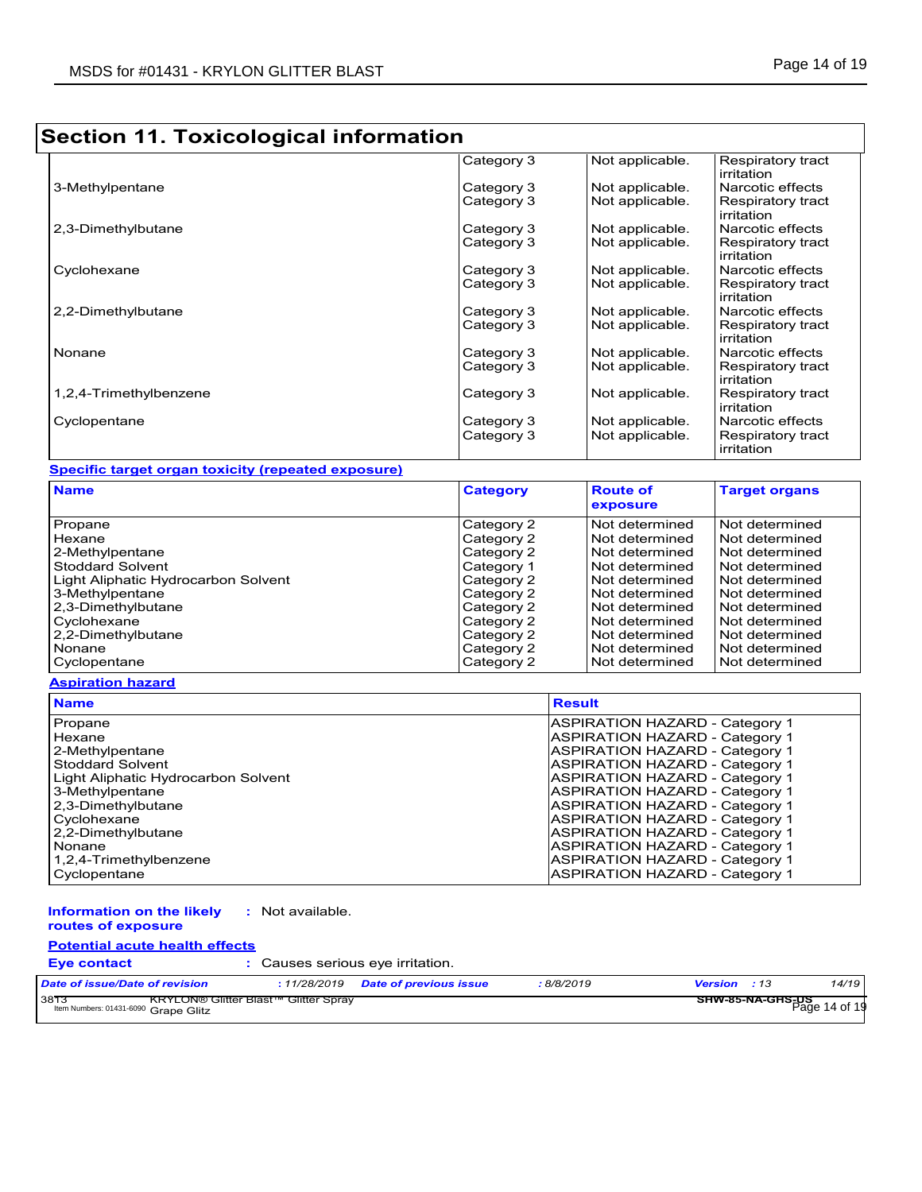## Section 11. Toxicological information

| | | | |
|---|---|---|---|
| | Category 3 | Not applicable. | Respiratory tract irritation |
| 3-Methylpentane | Category 3 | Not applicable. | Narcotic effects |
| | Category 3 | Not applicable. | Respiratory tract irritation |
| 2,3-Dimethylbutane | Category 3 | Not applicable. | Narcotic effects |
| | Category 3 | Not applicable. | Respiratory tract irritation |
| Cyclohexane | Category 3 | Not applicable. | Narcotic effects |
| | Category 3 | Not applicable. | Respiratory tract irritation |
| 2,2-Dimethylbutane | Category 3 | Not applicable. | Narcotic effects |
| | Category 3 | Not applicable. | Respiratory tract irritation |
| Nonane | Category 3 | Not applicable. | Narcotic effects |
| | Category 3 | Not applicable. | Respiratory tract irritation |
| 1,2,4-Trimethylbenzene | Category 3 | Not applicable. | Respiratory tract irritation |
| Cyclopentane | Category 3 | Not applicable. | Narcotic effects |
| | Category 3 | Not applicable. | Respiratory tract irritation |

**Specific target organ toxicity (repeated exposure)**

| Name | Category | Route of exposure | Target organs |
|---|---|---|---|
| Propane | Category 2 | Not determined | Not determined |
| Hexane | Category 2 | Not determined | Not determined |
| 2-Methylpentane | Category 2 | Not determined | Not determined |
| Stoddard Solvent | Category 1 | Not determined | Not determined |
| Light Aliphatic Hydrocarbon Solvent | Category 2 | Not determined | Not determined |
| 3-Methylpentane | Category 2 | Not determined | Not determined |
| 2,3-Dimethylbutane | Category 2 | Not determined | Not determined |
| Cyclohexane | Category 2 | Not determined | Not determined |
| 2,2-Dimethylbutane | Category 2 | Not determined | Not determined |
| Nonane | Category 2 | Not determined | Not determined |
| Cyclopentane | Category 2 | Not determined | Not determined |

**Aspiration hazard**

| Name | Result |
|---|---|
| Propane | ASPIRATION HAZARD - Category 1 |
| Hexane | ASPIRATION HAZARD - Category 1 |
| 2-Methylpentane | ASPIRATION HAZARD - Category 1 |
| Stoddard Solvent | ASPIRATION HAZARD - Category 1 |
| Light Aliphatic Hydrocarbon Solvent | ASPIRATION HAZARD - Category 1 |
| 3-Methylpentane | ASPIRATION HAZARD - Category 1 |
| 2,3-Dimethylbutane | ASPIRATION HAZARD - Category 1 |
| Cyclohexane | ASPIRATION HAZARD - Category 1 |
| 2,2-Dimethylbutane | ASPIRATION HAZARD - Category 1 |
| Nonane | ASPIRATION HAZARD - Category 1 |
| 1,2,4-Trimethylbenzene | ASPIRATION HAZARD - Category 1 |
| Cyclopentane | ASPIRATION HAZARD - Category 1 |

**Information on the likely routes of exposure** : Not available.

**Potential acute health effects**

**Eye contact** : Causes serious eye irritation.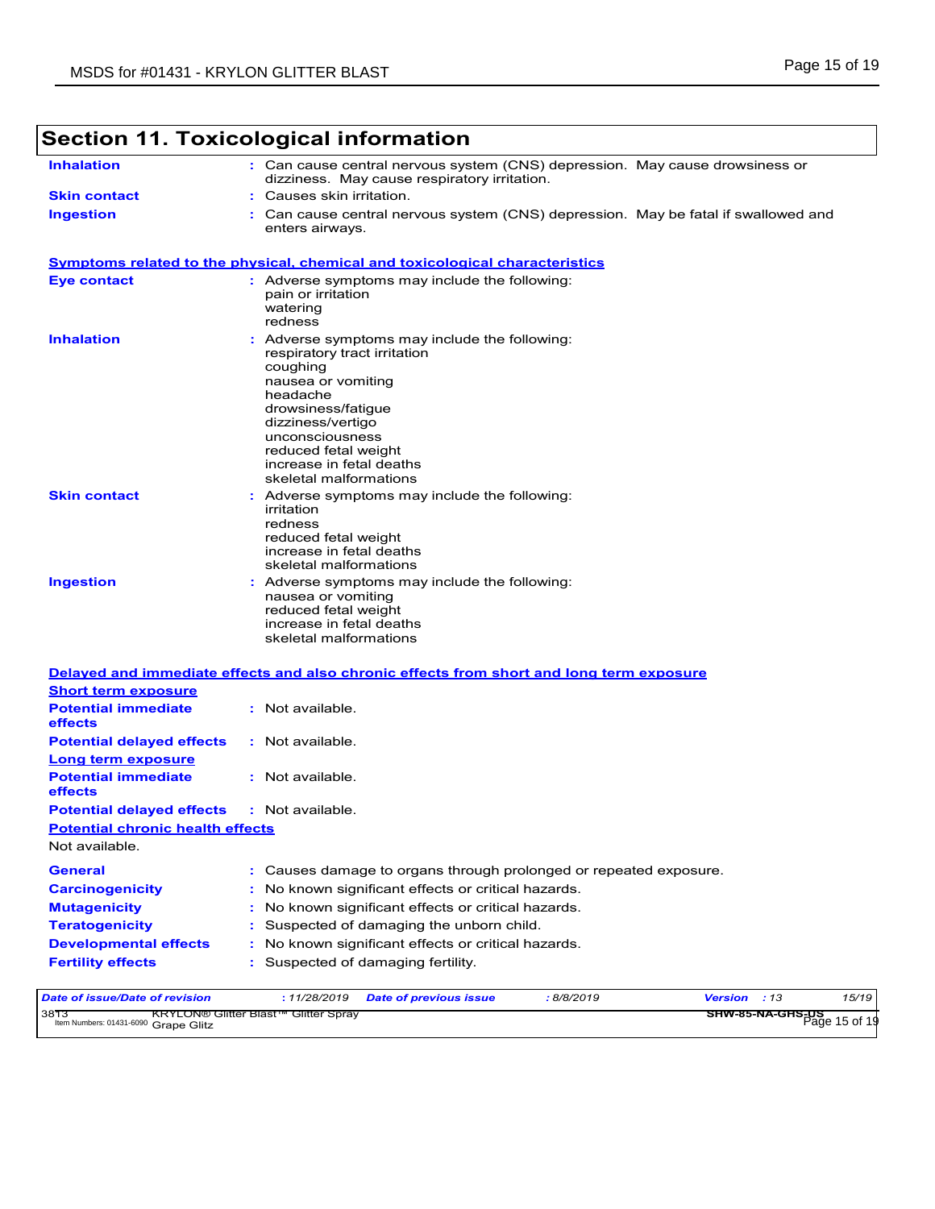## Section 11. Toxicological information

| | |
|---|---|
| **Inhalation** | : Can cause central nervous system (CNS) depression. May cause drowsiness or dizziness. May cause respiratory irritation. |
| **Skin contact** | : Causes skin irritation. |
| **Ingestion** | : Can cause central nervous system (CNS) depression. May be fatal if swallowed and enters airways. |

**Symptoms related to the physical, chemical and toxicological characteristics**

| | |
|---|---|
| **Eye contact** | : Adverse symptoms may include the following:<br>pain or irritation<br>watering<br>redness |
| **Inhalation** | : Adverse symptoms may include the following:<br>respiratory tract irritation<br>coughing<br>nausea or vomiting<br>headache<br>drowsiness/fatigue<br>dizziness/vertigo<br>unconsciousness<br>reduced fetal weight<br>increase in fetal deaths<br>skeletal malformations |
| **Skin contact** | : Adverse symptoms may include the following:<br>irritation<br>redness<br>reduced fetal weight<br>increase in fetal deaths<br>skeletal malformations |
| **Ingestion** | : Adverse symptoms may include the following:<br>nausea or vomiting<br>reduced fetal weight<br>increase in fetal deaths<br>skeletal malformations |

**Delayed and immediate effects and also chronic effects from short and long term exposure**

**Short term exposure**

| | |
|---|---|
| **Potential immediate effects** | : Not available. |
| **Potential delayed effects** | : Not available. |

**Long term exposure**

| | |
|---|---|
| **Potential immediate effects** | : Not available. |
| **Potential delayed effects** | : Not available. |

**Potential chronic health effects**

Not available.

| | |
|---|---|
| **General** | : Causes damage to organs through prolonged or repeated exposure. |
| **Carcinogenicity** | : No known significant effects or critical hazards. |
| **Mutagenicity** | : No known significant effects or critical hazards. |
| **Teratogenicity** | : Suspected of damaging the unborn child. |
| **Developmental effects** | : No known significant effects or critical hazards. |
| **Fertility effects** | : Suspected of damaging fertility. |

| *Date of issue/Date of revision* | *: 11/28/2019* | *Date of previous issue* | *: 8/8/2019* | *Version* | *: 13* |
|---|---|---|---|---|---|

3813 KRYLON® Glitter Blast™ Glitter Spray
Item Numbers: 01431-6090 Grape Glitz
SHW-85-NA-GHS-US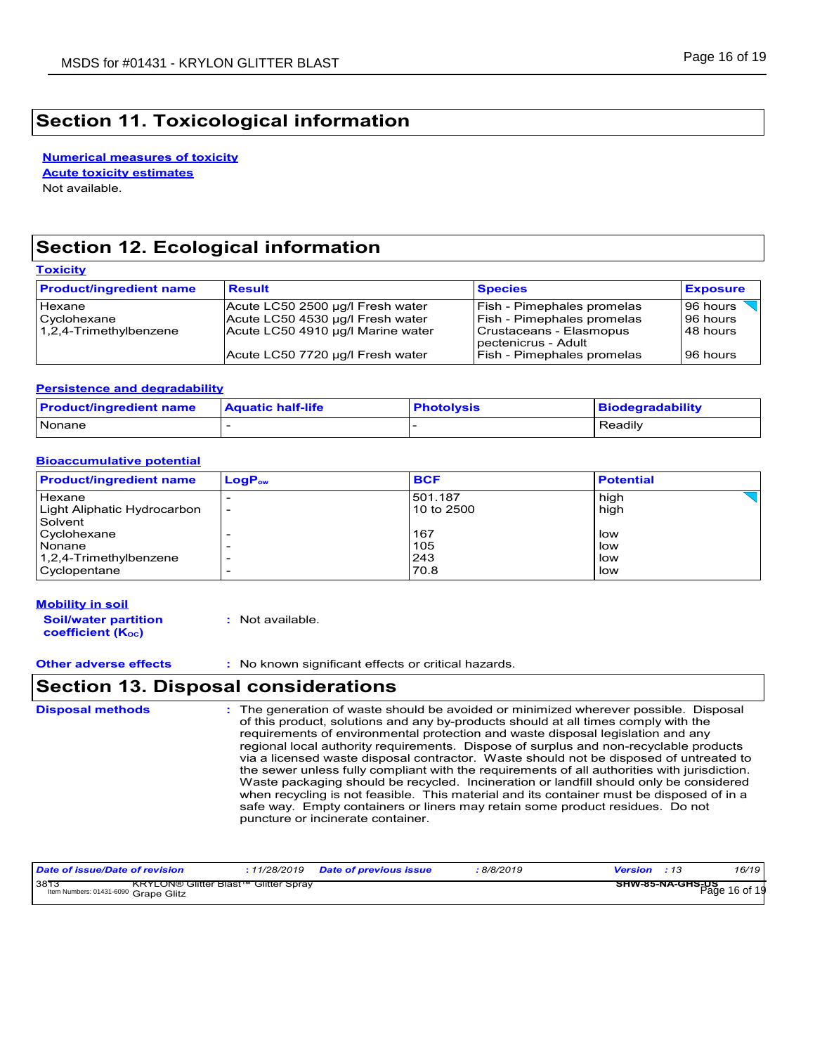## Section 11. Toxicological information

**Numerical measures of toxicity**

**Acute toxicity estimates**

Not available.

## Section 12. Ecological information

**Toxicity**

| Product/ingredient name | Result | Species | Exposure |
|---|---|---|---|
| Hexane | Acute LC50 2500 µg/l Fresh water | Fish - Pimephales promelas | 96 hours |
| Cyclohexane | Acute LC50 4530 µg/l Fresh water | Fish - Pimephales promelas | 96 hours |
| 1,2,4-Trimethylbenzene | Acute LC50 4910 µg/l Marine water | Crustaceans - Elasmopus pectenicrus - Adult | 48 hours |
| | Acute LC50 7720 µg/l Fresh water | Fish - Pimephales promelas | 96 hours |

**Persistence and degradability**

| Product/ingredient name | Aquatic half-life | Photolysis | Biodegradability |
|---|---|---|---|
| Nonane | - | - | Readily |

**Bioaccumulative potential**

| Product/ingredient name | $LogP_{ow}$ | BCF | Potential |
|---|---|---|---|
| Hexane | - | 501.187 | high |
| Light Aliphatic Hydrocarbon Solvent | - | 10 to 2500 | high |
| Cyclohexane | - | 167 | low |
| Nonane | - | 105 | low |
| 1,2,4-Trimethylbenzene | - | 243 | low |
| Cyclopentane | - | 70.8 | low |

**Mobility in soil**

**Soil/water partition coefficient ($K_{OC}$)** : Not available.

**Other adverse effects** : No known significant effects or critical hazards.

## Section 13. Disposal considerations

**Disposal methods** : The generation of waste should be avoided or minimized wherever possible. Disposal of this product, solutions and any by-products should at all times comply with the requirements of environmental protection and waste disposal legislation and any regional local authority requirements. Dispose of surplus and non-recyclable products via a licensed waste disposal contractor. Waste should not be disposed of untreated to the sewer unless fully compliant with the requirements of all authorities with jurisdiction. Waste packaging should be recycled. Incineration or landfill should only be considered when recycling is not feasible. This material and its container must be disposed of in a safe way. Empty containers or liners may retain some product residues. Do not puncture or incinerate container.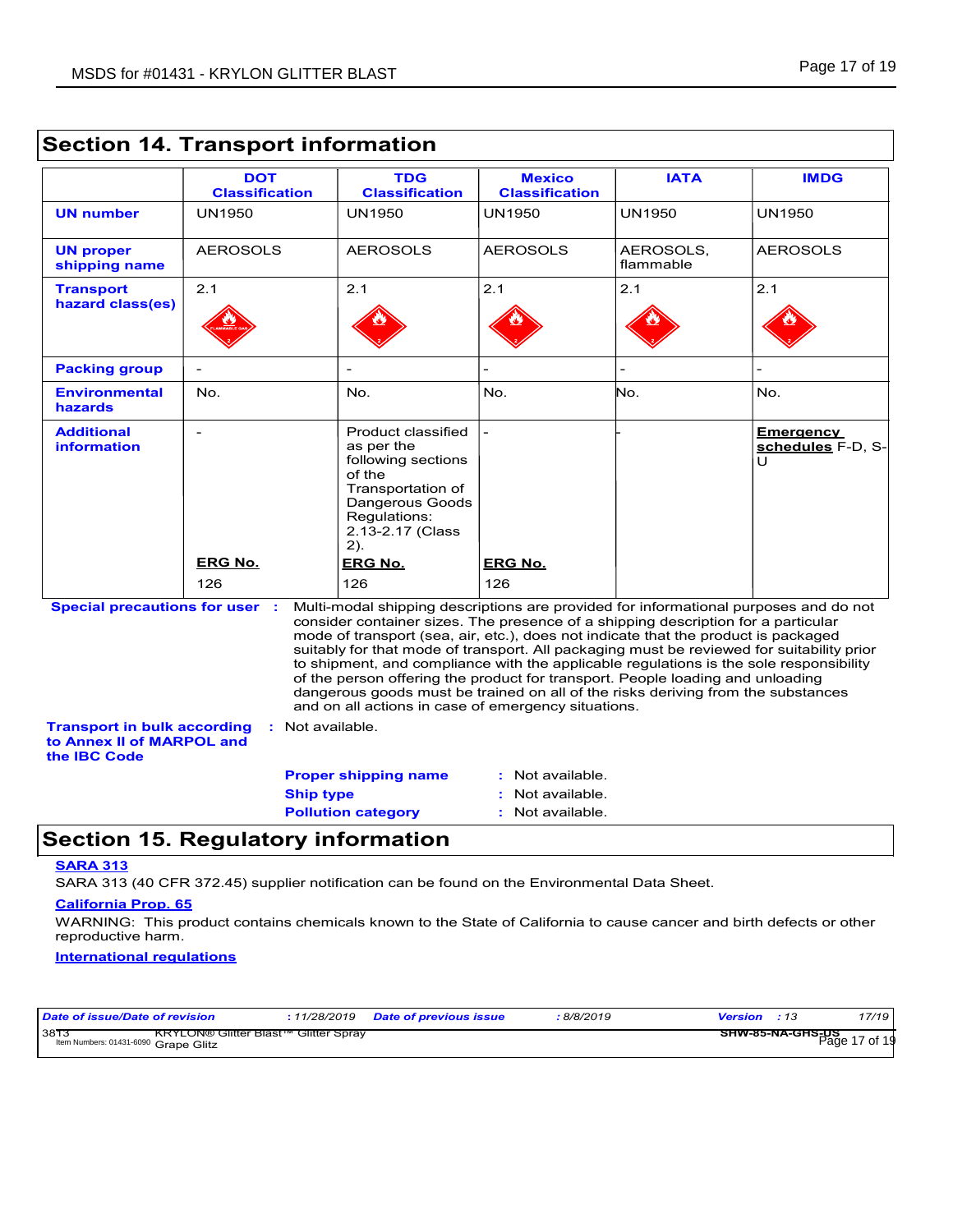## Section 14. Transport information

| | DOT Classification | TDG Classification | Mexico Classification | IATA | IMDG |
|---|---|---|---|---|---|
| **UN number** | UN1950 | UN1950 | UN1950 | UN1950 | UN1950 |
| **UN proper shipping name** | AEROSOLS | AEROSOLS | AEROSOLS | AEROSOLS, flammable | AEROSOLS |
| **Transport hazard class(es)** | 2.1 | 2.1 | 2.1 | 2.1 | 2.1 |
| **Packing group** | - | - | - | - | - |
| **Environmental hazards** | No. | No. | No. | No. | No. |
| **Additional information** | - <br> **ERG No.** <br> 126 | Product classified as per the following sections of the Transportation of Dangerous Goods Regulations: 2.13-2.17 (Class 2). <br> **ERG No.** <br> 126 | - <br> **ERG No.** <br> 126 | - | **Emergency schedules** F-D, S-U |

**Special precautions for user** : Multi-modal shipping descriptions are provided for informational purposes and do not consider container sizes. The presence of a shipping description for a particular mode of transport (sea, air, etc.), does not indicate that the product is packaged suitably for that mode of transport. All packaging must be reviewed for suitability prior to shipment, and compliance with the applicable regulations is the sole responsibility of the person offering the product for transport. People loading and unloading dangerous goods must be trained on all of the risks deriving from the substances and on all actions in case of emergency situations.

**Transport in bulk according to Annex II of MARPOL and the IBC Code** : Not available.

**Proper shipping name** : Not available.
**Ship type** : Not available.
**Pollution category** : Not available.

## Section 15. Regulatory information

**SARA 313**

SARA 313 (40 CFR 372.45) supplier notification can be found on the Environmental Data Sheet.

**California Prop. 65**

WARNING: This product contains chemicals known to the State of California to cause cancer and birth defects or other reproductive harm.

**International regulations**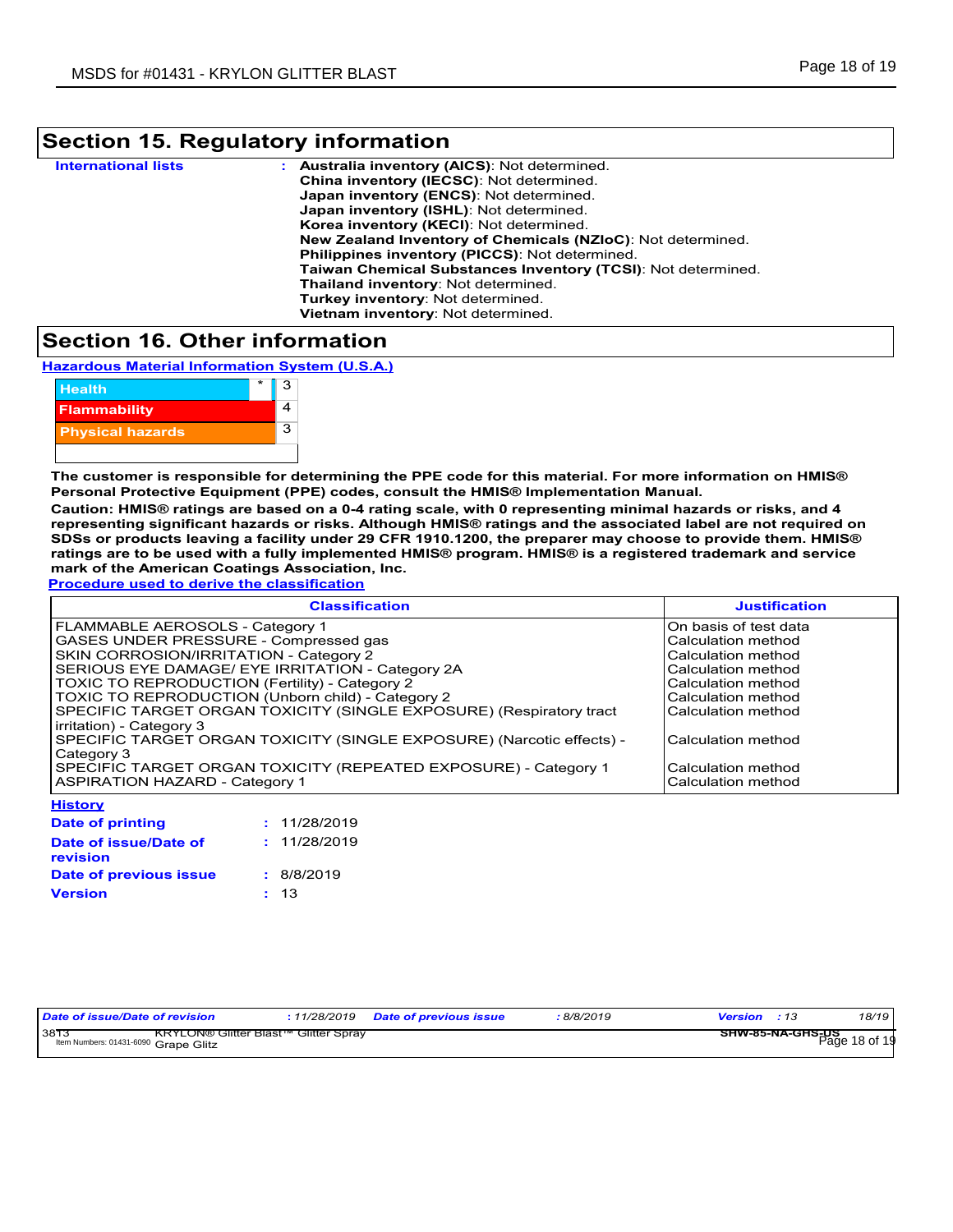## Section 15. Regulatory information

**International lists** : **Australia inventory (AICS)**: Not determined.
**China inventory (IECSC)**: Not determined.
**Japan inventory (ENCS)**: Not determined.
**Japan inventory (ISHL)**: Not determined.
**Korea inventory (KECI)**: Not determined.
**New Zealand Inventory of Chemicals (NZIoC)**: Not determined.
**Philippines inventory (PICCS)**: Not determined.
**Taiwan Chemical Substances Inventory (TCSI)**: Not determined.
**Thailand inventory**: Not determined.
**Turkey inventory**: Not determined.
**Vietnam inventory**: Not determined.

## Section 16. Other information

**Hazardous Material Information System (U.S.A.)**

| | | |
|---|---|---|
| Health | * | 3 |
| Flammability | | 4 |
| Physical hazards | | 3 |

**The customer is responsible for determining the PPE code for this material. For more information on HMIS® Personal Protective Equipment (PPE) codes, consult the HMIS® Implementation Manual.**

**Caution: HMIS® ratings are based on a 0-4 rating scale, with 0 representing minimal hazards or risks, and 4 representing significant hazards or risks. Although HMIS® ratings and the associated label are not required on SDSs or products leaving a facility under 29 CFR 1910.1200, the preparer may choose to provide them. HMIS® ratings are to be used with a fully implemented HMIS® program. HMIS® is a registered trademark and service mark of the American Coatings Association, Inc.**

**Procedure used to derive the classification**

| Classification | Justification |
|---|---|
| FLAMMABLE AEROSOLS - Category 1 | On basis of test data |
| GASES UNDER PRESSURE - Compressed gas | Calculation method |
| SKIN CORROSION/IRRITATION - Category 2 | Calculation method |
| SERIOUS EYE DAMAGE/ EYE IRRITATION - Category 2A | Calculation method |
| TOXIC TO REPRODUCTION (Fertility) - Category 2 | Calculation method |
| TOXIC TO REPRODUCTION (Unborn child) - Category 2 | Calculation method |
| SPECIFIC TARGET ORGAN TOXICITY (SINGLE EXPOSURE) (Respiratory tract irritation) - Category 3 | Calculation method |
| SPECIFIC TARGET ORGAN TOXICITY (SINGLE EXPOSURE) (Narcotic effects) - Category 3 | Calculation method |
| SPECIFIC TARGET ORGAN TOXICITY (REPEATED EXPOSURE) - Category 1 | Calculation method |
| ASPIRATION HAZARD - Category 1 | Calculation method |

**History**

**Date of printing** : 11/28/2019
**Date of issue/Date of revision** : 11/28/2019
**Date of previous issue** : 8/8/2019
**Version** : 13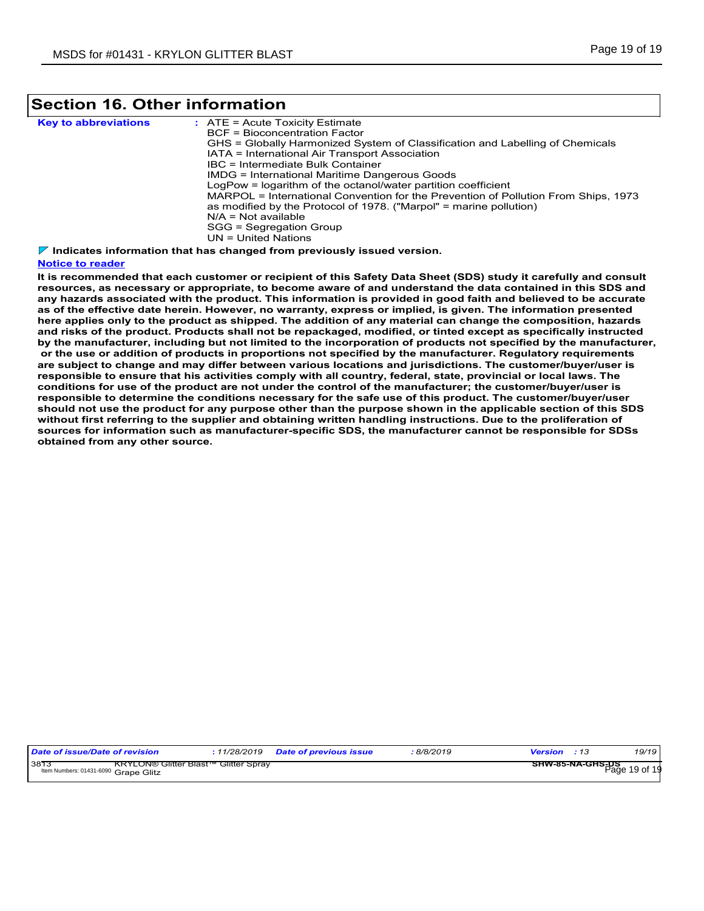## Section 16. Other information

**Key to abbreviations** : ATE = Acute Toxicity Estimate
BCF = Bioconcentration Factor
GHS = Globally Harmonized System of Classification and Labelling of Chemicals
IATA = International Air Transport Association
IBC = Intermediate Bulk Container
IMDG = International Maritime Dangerous Goods
LogPow = logarithm of the octanol/water partition coefficient
MARPOL = International Convention for the Prevention of Pollution From Ships, 1973 as modified by the Protocol of 1978. ("Marpol" = marine pollution)
N/A = Not available
SGG = Segregation Group
UN = United Nations

**Indicates information that has changed from previously issued version.**

**Notice to reader**

**It is recommended that each customer or recipient of this Safety Data Sheet (SDS) study it carefully and consult resources, as necessary or appropriate, to become aware of and understand the data contained in this SDS and any hazards associated with the product. This information is provided in good faith and believed to be accurate as of the effective date herein. However, no warranty, express or implied, is given. The information presented here applies only to the product as shipped. The addition of any material can change the composition, hazards and risks of the product. Products shall not be repackaged, modified, or tinted except as specifically instructed by the manufacturer, including but not limited to the incorporation of products not specified by the manufacturer, or the use or addition of products in proportions not specified by the manufacturer. Regulatory requirements are subject to change and may differ between various locations and jurisdictions. The customer/buyer/user is responsible to ensure that his activities comply with all country, federal, state, provincial or local laws. The conditions for use of the product are not under the control of the manufacturer; the customer/buyer/user is responsible to determine the conditions necessary for the safe use of this product. The customer/buyer/user should not use the product for any purpose other than the purpose shown in the applicable section of this SDS without first referring to the supplier and obtaining written handling instructions. Due to the proliferation of sources for information such as manufacturer-specific SDS, the manufacturer cannot be responsible for SDSs obtained from any other source.**